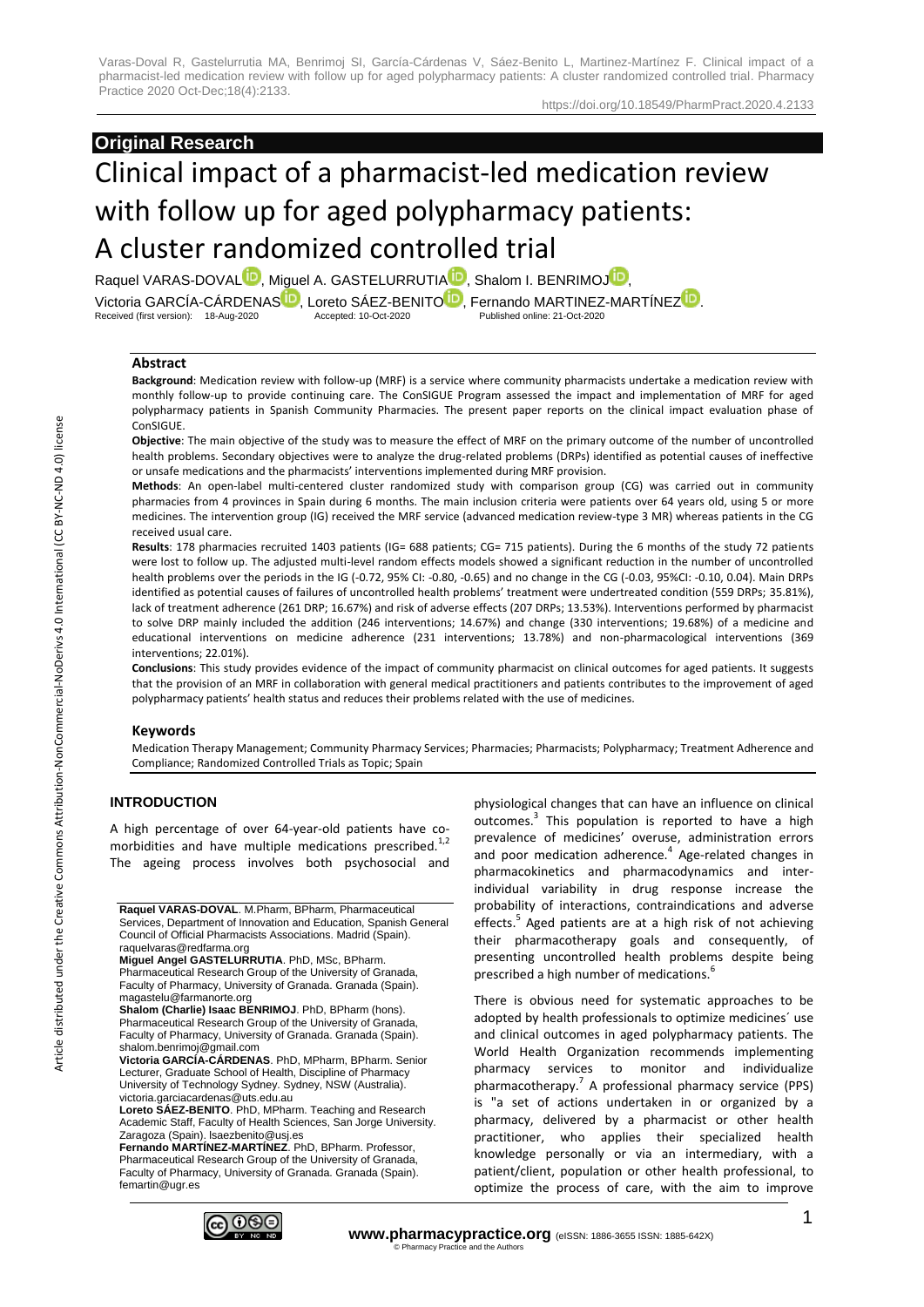## Original Research

# Clinical impact of a pharmacist-led medication review with follow up for aged polypharmacy patients: A cluster randomized controlled trial

Raquel VARAS-DOVAL, Miguel A. GASTELURRUTIA, Shalom I. BENRIMOJ, Victoria GARCÍA-CÁRDENAS, Loreto SÁEZ-BENITO, Fernando MARTINEZ-MARTÍNEZ.

Received (first version): 18-Aug-2020 Accepted: 10-Oct-2020 Published online: 21-Oct-2020

### Abstract

**Background**: Medication review with follow-up (MRF) is a service where community pharmacists undertake a medication review with monthly follow-up to provide continuing care. The ConSIGUE Program assessed the impact and implementation of MRF for aged polypharmacy patients in Spanish Community Pharmacies. The present paper reports on the clinical impact evaluation phase of ConSIGUE.

**Objective**: The main objective of the study was to measure the effect of MRF on the primary outcome of the number of uncontrolled health problems. Secondary objectives were to analyze the drug-related problems (DRPs) identified as potential causes of ineffective or unsafe medications and the pharmacists' interventions implemented during MRF provision.

**Methods**: An open-label multi-centered cluster randomized study with comparison group (CG) was carried out in community pharmacies from 4 provinces in Spain during 6 months. The main inclusion criteria were patients over 64 years old, using 5 or more medicines. The intervention group (IG) received the MRF service (advanced medication review-type 3 MR) whereas patients in the CG received usual care.

**Results**: 178 pharmacies recruited 1403 patients (IG= 688 patients; CG= 715 patients). During the 6 months of the study 72 patients were lost to follow up. The adjusted multi-level random effects models showed a significant reduction in the number of uncontrolled health problems over the periods in the IG (-0.72, 95% CI: -0.80, -0.65) and no change in the CG (-0.03, 95%CI: -0.10, 0.04). Main DRPs identified as potential causes of failures of uncontrolled health problems' treatment were undertreated condition (559 DRPs; 35.81%), lack of treatment adherence (261 DRP; 16.67%) and risk of adverse effects (207 DRPs; 13.53%). Interventions performed by pharmacist to solve DRP mainly included the addition (246 interventions; 14.67%) and change (330 interventions; 19.68%) of a medicine and educational interventions on medicine adherence (231 interventions; 13.78%) and non-pharmacological interventions (369 interventions; 22.01%).

**Conclusions**: This study provides evidence of the impact of community pharmacist on clinical outcomes for aged patients. It suggests that the provision of an MRF in collaboration with general medical practitioners and patients contributes to the improvement of aged polypharmacy patients' health status and reduces their problems related with the use of medicines.

### Keywords

Medication Therapy Management; Community Pharmacy Services; Pharmacies; Pharmacists; Polypharmacy; Treatment Adherence and Compliance; Randomized Controlled Trials as Topic; Spain

## INTRODUCTION

A high percentage of over 64-year-old patients have co-morbidities and have multiple medications prescribed.[1,2] The ageing process involves both psychosocial and physiological changes that can have an influence on clinical outcomes.[3] This population is reported to have a high prevalence of medicines' overuse, administration errors and poor medication adherence.[4] Age-related changes in pharmacokinetics and pharmacodynamics and inter-individual variability in drug response increase the probability of interactions, contraindications and adverse effects.[5] Aged patients are at a high risk of not achieving their pharmacotherapy goals and consequently, of presenting uncontrolled health problems despite being prescribed a high number of medications.[6]

There is obvious need for systematic approaches to be adopted by health professionals to optimize medicines´ use and clinical outcomes in aged polypharmacy patients. The World Health Organization recommends implementing pharmacy services to monitor and individualize pharmacotherapy.[7] A professional pharmacy service (PPS) is "a set of actions undertaken in or organized by a pharmacy, delivered by a pharmacist or other health practitioner, who applies their specialized health knowledge personally or via an intermediary, with a patient/client, population or other health professional, to optimize the process of care, with the aim to improve

**Raquel VARAS-DOVAL**. M.Pharm, BPharm, Pharmaceutical Services, Department of Innovation and Education, Spanish General Council of Official Pharmacists Associations. Madrid (Spain). raquelvaras@redfarma.org

**Miguel Angel GASTELURRUTIA**. PhD, MSc, BPharm. Pharmaceutical Research Group of the University of Granada, Faculty of Pharmacy, University of Granada. Granada (Spain). magastelu@farmanorte.org

**Shalom (Charlie) Isaac BENRIMOJ**. PhD, BPharm (hons). Pharmaceutical Research Group of the University of Granada, Faculty of Pharmacy, University of Granada. Granada (Spain). shalom.benrimoj@gmail.com

**Victoria GARCÍA-CÁRDENAS**. PhD, MPharm, BPharm. Senior Lecturer, Graduate School of Health, Discipline of Pharmacy University of Technology Sydney. Sydney, NSW (Australia). victoria.garciacardenas@uts.edu.au

**Loreto SÁEZ-BENITO**. PhD, MPharm. Teaching and Research Academic Staff, Faculty of Health Sciences, San Jorge University. Zaragoza (Spain). lsaezbenito@usj.es

**Fernando MARTÍNEZ-MARTÍNEZ**. PhD, BPharm. Professor, Pharmaceutical Research Group of the University of Granada, Faculty of Pharmacy, University of Granada. Granada (Spain). femartin@ugr.es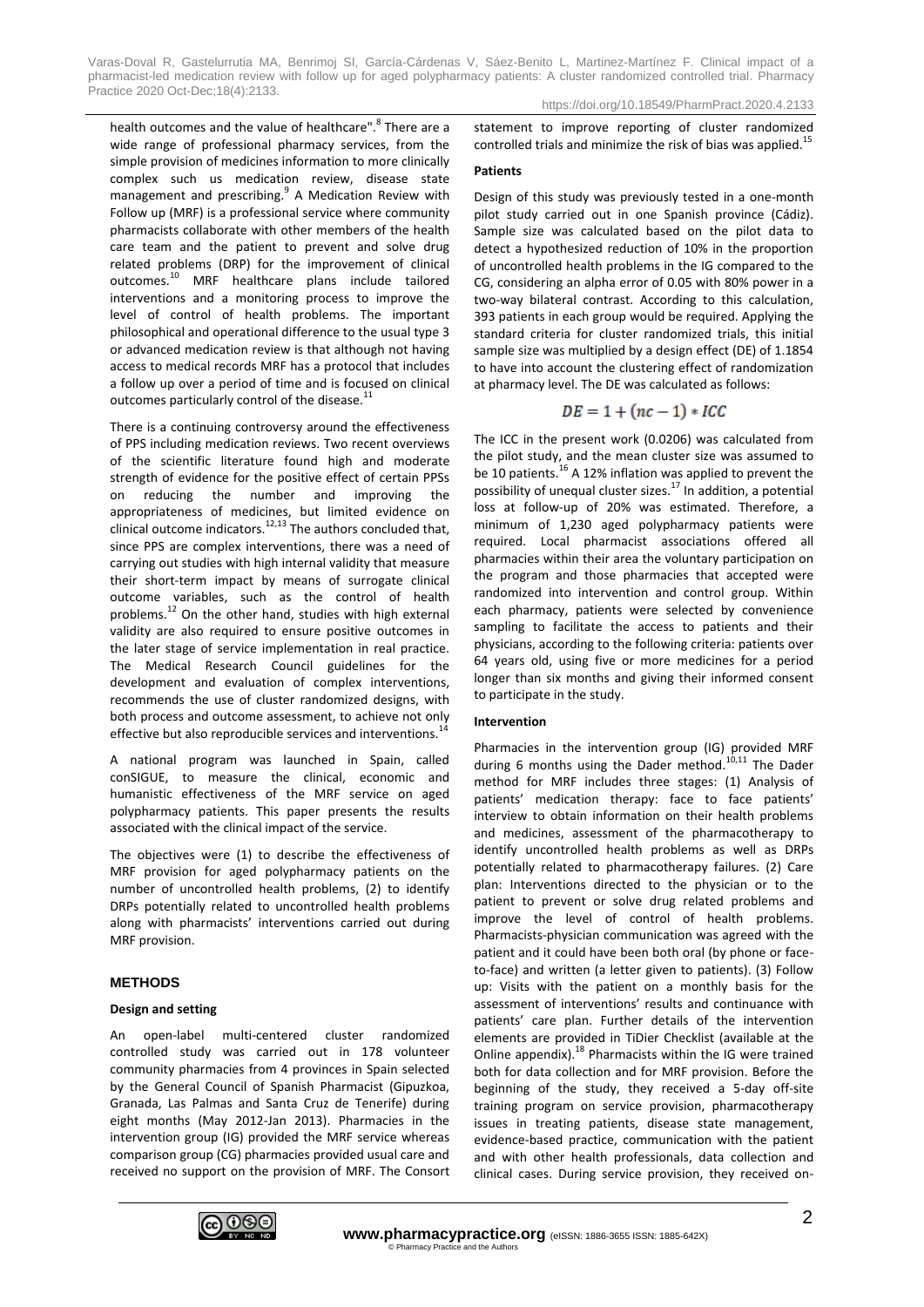health outcomes and the value of healthcare".[8] There are a wide range of professional pharmacy services, from the simple provision of medicines information to more clinically complex such us medication review, disease state management and prescribing.[9] A Medication Review with Follow up (MRF) is a professional service where community pharmacists collaborate with other members of the health care team and the patient to prevent and solve drug related problems (DRP) for the improvement of clinical outcomes.[10] MRF healthcare plans include tailored interventions and a monitoring process to improve the level of control of health problems. The important philosophical and operational difference to the usual type 3 or advanced medication review is that although not having access to medical records MRF has a protocol that includes a follow up over a period of time and is focused on clinical outcomes particularly control of the disease.[11]

There is a continuing controversy around the effectiveness of PPS including medication reviews. Two recent overviews of the scientific literature found high and moderate strength of evidence for the positive effect of certain PPSs on reducing the number and improving the appropriateness of medicines, but limited evidence on clinical outcome indicators.[12,13] The authors concluded that, since PPS are complex interventions, there was a need of carrying out studies with high internal validity that measure their short-term impact by means of surrogate clinical outcome variables, such as the control of health problems.[12] On the other hand, studies with high external validity are also required to ensure positive outcomes in the later stage of service implementation in real practice. The Medical Research Council guidelines for the development and evaluation of complex interventions, recommends the use of cluster randomized designs, with both process and outcome assessment, to achieve not only effective but also reproducible services and interventions.[14]

A national program was launched in Spain, called conSIGUE, to measure the clinical, economic and humanistic effectiveness of the MRF service on aged polypharmacy patients. This paper presents the results associated with the clinical impact of the service.

The objectives were (1) to describe the effectiveness of MRF provision for aged polypharmacy patients on the number of uncontrolled health problems, (2) to identify DRPs potentially related to uncontrolled health problems along with pharmacists' interventions carried out during MRF provision.

## METHODS

### Design and setting

An open-label multi-centered cluster randomized controlled study was carried out in 178 volunteer community pharmacies from 4 provinces in Spain selected by the General Council of Spanish Pharmacist (Gipuzkoa, Granada, Las Palmas and Santa Cruz de Tenerife) during eight months (May 2012-Jan 2013). Pharmacies in the intervention group (IG) provided the MRF service whereas comparison group (CG) pharmacies provided usual care and received no support on the provision of MRF. The Consort statement to improve reporting of cluster randomized controlled trials and minimize the risk of bias was applied.[15]

### Patients

Design of this study was previously tested in a one-month pilot study carried out in one Spanish province (Cádiz). Sample size was calculated based on the pilot data to detect a hypothesized reduction of 10% in the proportion of uncontrolled health problems in the IG compared to the CG, considering an alpha error of 0.05 with 80% power in a two-way bilateral contrast. According to this calculation, 393 patients in each group would be required. Applying the standard criteria for cluster randomized trials, this initial sample size was multiplied by a design effect (DE) of 1.1854 to have into account the clustering effect of randomization at pharmacy level. The DE was calculated as follows:

$$DE = 1 + (nc - 1) * ICC$$

The ICC in the present work (0.0206) was calculated from the pilot study, and the mean cluster size was assumed to be 10 patients.[16] A 12% inflation was applied to prevent the possibility of unequal cluster sizes.[17] In addition, a potential loss at follow-up of 20% was estimated. Therefore, a minimum of 1,230 aged polypharmacy patients were required. Local pharmacist associations offered all pharmacies within their area the voluntary participation on the program and those pharmacies that accepted were randomized into intervention and control group. Within each pharmacy, patients were selected by convenience sampling to facilitate the access to patients and their physicians, according to the following criteria: patients over 64 years old, using five or more medicines for a period longer than six months and giving their informed consent to participate in the study.

### Intervention

Pharmacies in the intervention group (IG) provided MRF during 6 months using the Dader method.[10,11] The Dader method for MRF includes three stages: (1) Analysis of patients' medication therapy: face to face patients' interview to obtain information on their health problems and medicines, assessment of the pharmacotherapy to identify uncontrolled health problems as well as DRPs potentially related to pharmacotherapy failures. (2) Care plan: Interventions directed to the physician or to the patient to prevent or solve drug related problems and improve the level of control of health problems. Pharmacists-physician communication was agreed with the patient and it could have been both oral (by phone or face-to-face) and written (a letter given to patients). (3) Follow up: Visits with the patient on a monthly basis for the assessment of interventions' results and continuance with patients' care plan. Further details of the intervention elements are provided in TiDier Checklist (available at the Online appendix).[18] Pharmacists within the IG were trained both for data collection and for MRF provision. Before the beginning of the study, they received a 5-day off-site training program on service provision, pharmacotherapy issues in treating patients, disease state management, evidence-based practice, communication with the patient and with other health professionals, data collection and clinical cases. During service provision, they received on-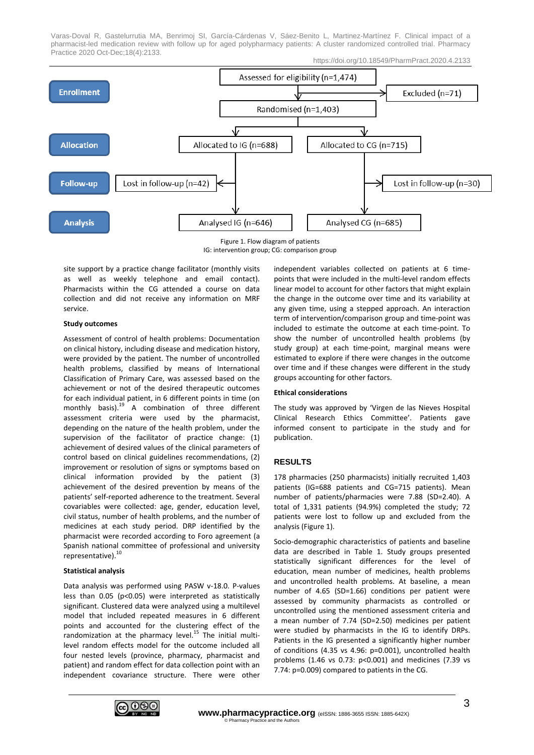Assessed for eligibility (n=1,474)

Excluded (n=71)

Randomised (n=1,403)

Allocated to IG (n=688) | Allocated to CG (n=715)

Lost in follow-up (n=42) | Lost in follow-up (n=30)

Analysed IG (n=646) | Analysed CG (n=685)

Enrollment — Allocation — Follow-up — Analysis

Figure 1. Flow diagram of patients
IG: intervention group; CG: comparison group

site support by a practice change facilitator (monthly visits as well as weekly telephone and email contact). Pharmacists within the CG attended a course on data collection and did not receive any information on MRF service.

**Study outcomes**

Assessment of control of health problems: Documentation on clinical history, including disease and medication history, were provided by the patient. The number of uncontrolled health problems, classified by means of International Classification of Primary Care, was assessed based on the achievement or not of the desired therapeutic outcomes for each individual patient, in 6 different points in time (on monthly basis).[19] A combination of three different assessment criteria were used by the pharmacist, depending on the nature of the health problem, under the supervision of the facilitator of practice change: (1) achievement of desired values of the clinical parameters of control based on clinical guidelines recommendations, (2) improvement or resolution of signs or symptoms based on clinical information provided by the patient (3) achievement of the desired prevention by means of the patients' self-reported adherence to the treatment. Several covariables were collected: age, gender, education level, civil status, number of health problems, and the number of medicines at each study period. DRP identified by the pharmacist were recorded according to Foro agreement (a Spanish national committee of professional and university representative).[10]

**Statistical analysis**

Data analysis was performed using PASW v-18.0. P-values less than 0.05 ($p<0.05$) were interpreted as statistically significant. Clustered data were analyzed using a multilevel model that included repeated measures in 6 different points and accounted for the clustering effect of the randomization at the pharmacy level.[15] The initial multi-level random effects model for the outcome included all four nested levels (province, pharmacy, pharmacist and patient) and random effect for data collection point with an independent covariance structure. There were other independent variables collected on patients at 6 time-points that were included in the multi-level random effects linear model to account for other factors that might explain the change in the outcome over time and its variability at any given time, using a stepped approach. An interaction term of intervention/comparison group and time-point was included to estimate the outcome at each time-point. To show the number of uncontrolled health problems (by study group) at each time-point, marginal means were estimated to explore if there were changes in the outcome over time and if these changes were different in the study groups accounting for other factors.

**Ethical considerations**

The study was approved by 'Virgen de las Nieves Hospital Clinical Research Ethics Committee'. Patients gave informed consent to participate in the study and for publication.

## RESULTS

178 pharmacies (250 pharmacists) initially recruited 1,403 patients (IG=688 patients and CG=715 patients). Mean number of patients/pharmacies were 7.88 (SD=2.40). A total of 1,331 patients (94.9%) completed the study; 72 patients were lost to follow up and excluded from the analysis (Figure 1).

Socio-demographic characteristics of patients and baseline data are described in Table 1. Study groups presented statistically significant differences for the level of education, mean number of medicines, health problems and uncontrolled health problems. At baseline, a mean number of 4.65 (SD=1.66) conditions per patient were assessed by community pharmacists as controlled or uncontrolled using the mentioned assessment criteria and a mean number of 7.74 (SD=2.50) medicines per patient were studied by pharmacists in the IG to identify DRPs. Patients in the IG presented a significantly higher number of conditions (4.35 vs 4.96: $p=0.001$), uncontrolled health problems (1.46 vs 0.73: $p<0.001$) and medicines (7.39 vs 7.74: $p=0.009$) compared to patients in the CG.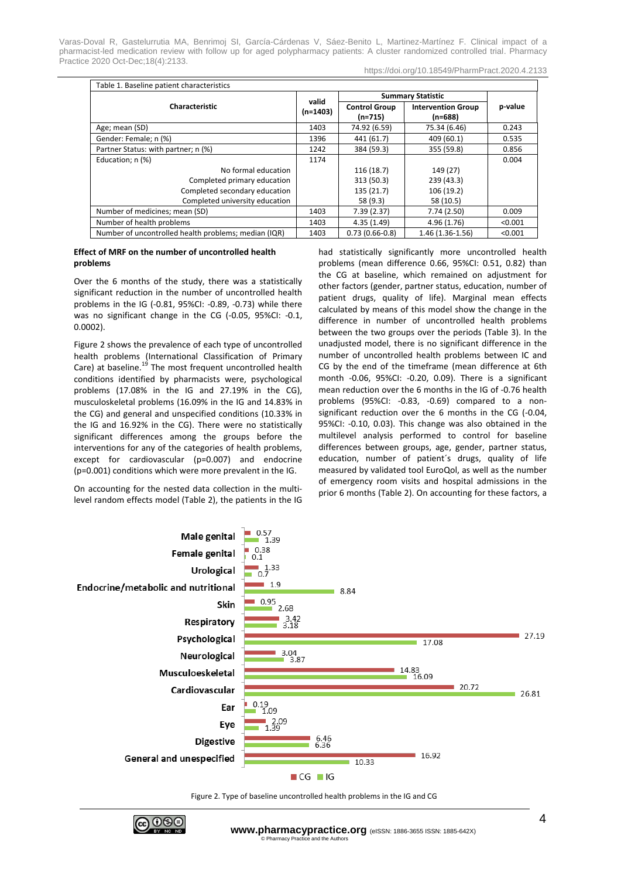| Table 1. Baseline patient characteristics | | | | |
|---|---|---|---|---|
| Characteristic | valid (n=1403) | Summary Statistic | | p-value |
| | | Control Group (n=715) | Intervention Group (n=688) | |
| Age; mean (SD) | 1403 | 74.92 (6.59) | 75.34 (6.46) | 0.243 |
| Gender: Female; n (%) | 1396 | 441 (61.7) | 409 (60.1) | 0.535 |
| Partner Status: with partner; n (%) | 1242 | 384 (59.3) | 355 (59.8) | 0.856 |
| Education; n (%) | 1174 | | | 0.004 |
| No formal education | | 116 (18.7) | 149 (27) | |
| Completed primary education | | 313 (50.3) | 239 (43.3) | |
| Completed secondary education | | 135 (21.7) | 106 (19.2) | |
| Completed university education | | 58 (9.3) | 58 (10.5) | |
| Number of medicines; mean (SD) | 1403 | 7.39 (2.37) | 7.74 (2.50) | 0.009 |
| Number of health problems | 1403 | 4.35 (1.49) | 4.96 (1.76) | <0.001 |
| Number of uncontrolled health problems; median (IQR) | 1403 | 0.73 (0.66-0.8) | 1.46 (1.36-1.56) | <0.001 |

**Effect of MRF on the number of uncontrolled health problems**

Over the 6 months of the study, there was a statistically significant reduction in the number of uncontrolled health problems in the IG (-0.81, 95%CI: -0.89, -0.73) while there was no significant change in the CG (-0.05, 95%CI: -0.1, 0.0002).

Figure 2 shows the prevalence of each type of uncontrolled health problems (International Classification of Primary Care) at baseline.[19] The most frequent uncontrolled health conditions identified by pharmacists were, psychological problems (17.08% in the IG and 27.19% in the CG), musculoskeletal problems (16.09% in the IG and 14.83% in the CG) and general and unspecified conditions (10.33% in the IG and 16.92% in the CG). There were no statistically significant differences among the groups before the interventions for any of the categories of health problems, except for cardiovascular (p=0.007) and endocrine (p=0.001) conditions which were more prevalent in the IG.

On accounting for the nested data collection in the multi-level random effects model (Table 2), the patients in the IG had statistically significantly more uncontrolled health problems (mean difference 0.66, 95%CI: 0.51, 0.82) than the CG at baseline, which remained on adjustment for other factors (gender, partner status, education, number of patient drugs, quality of life). Marginal mean effects calculated by means of this model show the change in the difference in number of uncontrolled health problems between the two groups over the periods (Table 3). In the unadjusted model, there is no significant difference in the number of uncontrolled health problems between IC and CG by the end of the timeframe (mean difference at 6th month -0.06, 95%CI: -0.20, 0.09). There is a significant mean reduction over the 6 months in the IG of -0.76 health problems (95%CI: -0.83, -0.69) compared to a non-significant reduction over the 6 months in the CG (-0.04, 95%CI: -0.10, 0.03). This change was also obtained in the multilevel analysis performed to control for baseline differences between groups, age, gender, partner status, education, number of patient´s drugs, quality of life measured by validated tool EuroQol, as well as the number of emergency room visits and hospital admissions in the prior 6 months (Table 2). On accounting for these factors, a

Figure 2. Type of baseline uncontrolled health problems in the IG and CG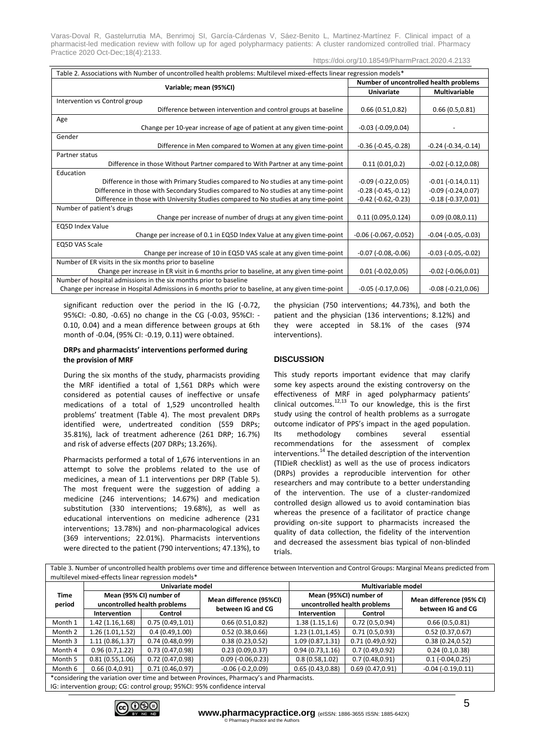Table 2. Associations with Number of uncontrolled health problems: Multilevel mixed-effects linear regression models*

| Variable; mean (95%CI) | Number of uncontrolled health problems | |
|---|---|---|
| | Univariate | Multivariable |
| Intervention vs Control group | | |
| Difference between intervention and control groups at baseline | 0.66 (0.51,0.82) | 0.66 (0.5,0.81) |
| Age | | |
| Change per 10-year increase of age of patient at any given time-point | -0.03 (-0.09,0.04) | - |
| Gender | | |
| Difference in Men compared to Women at any given time-point | -0.36 (-0.45,-0.28) | -0.24 (-0.34,-0.14) |
| Partner status | | |
| Difference in those Without Partner compared to With Partner at any time-point | 0.11 (0.01,0.2) | -0.02 (-0.12,0.08) |
| Education | | |
| Difference in those with Primary Studies compared to No studies at any time-point | -0.09 (-0.22,0.05) | -0.01 (-0.14,0.11) |
| Difference in those with Secondary Studies compared to No studies at any time-point | -0.28 (-0.45,-0.12) | -0.09 (-0.24,0.07) |
| Difference in those with University Studies compared to No studies at any time-point | -0.42 (-0.62,-0.23) | -0.18 (-0.37,0.01) |
| Number of patient's drugs | | |
| Change per increase of number of drugs at any given time-point | 0.11 (0.095,0.124) | 0.09 (0.08,0.11) |
| EQ5D Index Value | | |
| Change per increase of 0.1 in EQ5D Index Value at any given time-point | -0.06 (-0.067,-0.052) | -0.04 (-0.05,-0.03) |
| EQ5D VAS Scale | | |
| Change per increase of 10 in EQ5D VAS scale at any given time-point | -0.07 (-0.08,-0.06) | -0.03 (-0.05,-0.02) |
| Number of ER visits in the six months prior to baseline | | |
| Change per increase in ER visit in 6 months prior to baseline, at any given time-point | 0.01 (-0.02,0.05) | -0.02 (-0.06,0.01) |
| Number of hospital admissions in the six months prior to baseline | | |
| Change per increase in Hospital Admissions in 6 months prior to baseline, at any given time-point | -0.05 (-0.17,0.06) | -0.08 (-0.21,0.06) |

significant reduction over the period in the IG (-0.72, 95%CI: -0.80, -0.65) no change in the CG (-0.03, 95%CI: -0.10, 0.04) and a mean difference between groups at 6th month of -0.04, (95% CI: -0.19, 0.11) were obtained.

**DRPs and pharmacists' interventions performed during the provision of MRF**

During the six months of the study, pharmacists providing the MRF identified a total of 1,561 DRPs which were considered as potential causes of ineffective or unsafe medications of a total of 1,529 uncontrolled health problems' treatment (Table 4). The most prevalent DRPs identified were, undertreated condition (559 DRPs; 35.81%), lack of treatment adherence (261 DRP; 16.7%) and risk of adverse effects (207 DRPs; 13.26%).

Pharmacists performed a total of 1,676 interventions in an attempt to solve the problems related to the use of medicines, a mean of 1.1 interventions per DRP (Table 5). The most frequent were the suggestion of adding a medicine (246 interventions; 14.67%) and medication substitution (330 interventions; 19.68%), as well as educational interventions on medicine adherence (231 interventions; 13.78%) and non-pharmacological advices (369 interventions; 22.01%). Pharmacists interventions were directed to the patient (790 interventions; 47.13%), to the physician (750 interventions; 44.73%), and both the patient and the physician (136 interventions; 8.12%) and they were accepted in 58.1% of the cases (974 interventions).

## DISCUSSION

This study reports important evidence that may clarify some key aspects around the existing controversy on the effectiveness of MRF in aged polypharmacy patients' clinical outcomes.[12,13] To our knowledge, this is the first study using the control of health problems as a surrogate outcome indicator of PPS's impact in the aged population. Its methodology combines several essential recommendations for the assessment of complex interventions.[14] The detailed description of the intervention (TIDieR checklist) as well as the use of process indicators (DRPs) provides a reproducible intervention for other researchers and may contribute to a better understanding of the intervention. The use of a cluster-randomized controlled design allowed us to avoid contamination bias whereas the presence of a facilitator of practice change providing on-site support to pharmacists increased the quality of data collection, the fidelity of the intervention and decreased the assessment bias typical of non-blinded trials.

Table 3. Number of uncontrolled health problems over time and difference between Intervention and Control Groups: Marginal Means predicted from multilevel mixed-effects linear regression models*

| Time period | Univariate model | | | Multivariable model | | |
|---|---|---|---|---|---|---|
| | Mean (95% CI) number of uncontrolled health problems | | Mean difference (95%CI) between IG and CG | Mean (95%CI) number of uncontrolled health problems | | Mean difference (95% CI) between IG and CG |
| | Intervention | Control | | Intervention | Control | |
| Month 1 | 1.42 (1.16,1.68) | 0.75 (0.49,1.01) | 0.66 (0.51,0.82) | 1.38 (1.15,1.6) | 0.72 (0.5,0.94) | 0.66 (0.5,0.81) |
| Month 2 | 1.26 (1.01,1.52) | 0.4 (0.49,1.00) | 0.52 (0.38,0.66) | 1.23 (1.01,1.45) | 0.71 (0.5,0.93) | 0.52 (0.37,0.67) |
| Month 3 | 1.11 (0.86,1.37) | 0.74 (0.48,0.99) | 0.38 (0.23,0.52) | 1.09 (0.87,1.31) | 0.71 (0.49,0.92) | 0.38 (0.24,0.52) |
| Month 4 | 0.96 (0.7,1.22) | 0.73 (0.47,0.98) | 0.23 (0.09,0.37) | 0.94 (0.73,1.16) | 0.7 (0.49,0.92) | 0.24 (0.1,0.38) |
| Month 5 | 0.81 (0.55,1.06) | 0.72 (0.47,0.98) | 0.09 (-0.06,0.23) | 0.8 (0.58,1.02) | 0.7 (0.48,0.91) | 0.1 (-0.04,0.25) |
| Month 6 | 0.66 (0.4,0.91) | 0.71 (0.46,0.97) | -0.06 (-0.2,0.09) | 0.65 (0.43,0.88) | 0.69 (0.47,0.91) | -0.04 (-0.19,0.11) |

*considering the variation over time and between Provinces, Pharmacy's and Pharmacists.
IG: intervention group; CG: control group; 95%CI: 95% confidence interval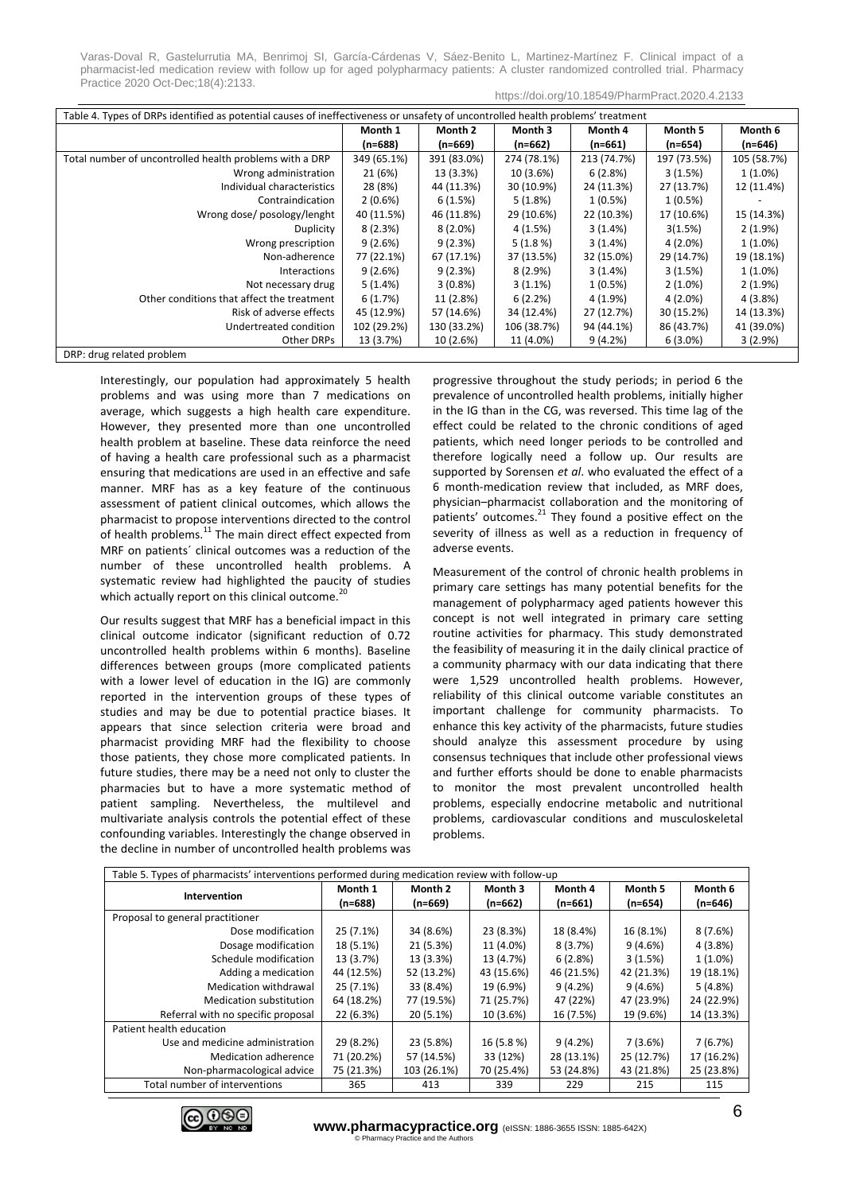Table 4. Types of DRPs identified as potential causes of ineffectiveness or unsafety of uncontrolled health problems' treatment

| | Month 1 (n=688) | Month 2 (n=669) | Month 3 (n=662) | Month 4 (n=661) | Month 5 (n=654) | Month 6 (n=646) |
|---|---|---|---|---|---|---|
| Total number of uncontrolled health problems with a DRP | 349 (65.1%) | 391 (83.0%) | 274 (78.1%) | 213 (74.7%) | 197 (73.5%) | 105 (58.7%) |
| Wrong administration | 21 (6%) | 13 (3.3%) | 10 (3.6%) | 6 (2.8%) | 3 (1.5%) | 1 (1.0%) |
| Individual characteristics | 28 (8%) | 44 (11.3%) | 30 (10.9%) | 24 (11.3%) | 27 (13.7%) | 12 (11.4%) |
| Contraindication | 2 (0.6%) | 6 (1.5%) | 5 (1.8%) | 1 (0.5%) | 1 (0.5%) | - |
| Wrong dose/ posology/lenght | 40 (11.5%) | 46 (11.8%) | 29 (10.6%) | 22 (10.3%) | 17 (10.6%) | 15 (14.3%) |
| Duplicity | 8 (2.3%) | 8 (2.0%) | 4 (1.5%) | 3 (1.4%) | 3(1.5%) | 2 (1.9%) |
| Wrong prescription | 9 (2.6%) | 9 (2.3%) | 5 (1.8 %) | 3 (1.4%) | 4 (2.0%) | 1 (1.0%) |
| Non-adherence | 77 (22.1%) | 67 (17.1%) | 37 (13.5%) | 32 (15.0%) | 29 (14.7%) | 19 (18.1%) |
| Interactions | 9 (2.6%) | 9 (2.3%) | 8 (2.9%) | 3 (1.4%) | 3 (1.5%) | 1 (1.0%) |
| Not necessary drug | 5 (1.4%) | 3 (0.8%) | 3 (1.1%) | 1 (0.5%) | 2 (1.0%) | 2 (1.9%) |
| Other conditions that affect the treatment | 6 (1.7%) | 11 (2.8%) | 6 (2.2%) | 4 (1.9%) | 4 (2.0%) | 4 (3.8%) |
| Risk of adverse effects | 45 (12.9%) | 57 (14.6%) | 34 (12.4%) | 27 (12.7%) | 30 (15.2%) | 14 (13.3%) |
| Undertreated condition | 102 (29.2%) | 130 (33.2%) | 106 (38.7%) | 94 (44.1%) | 86 (43.7%) | 41 (39.0%) |
| Other DRPs | 13 (3.7%) | 10 (2.6%) | 11 (4.0%) | 9 (4.2%) | 6 (3.0%) | 3 (2.9%) |

DRP: drug related problem

Interestingly, our population had approximately 5 health problems and was using more than 7 medications on average, which suggests a high health care expenditure. However, they presented more than one uncontrolled health problem at baseline. These data reinforce the need of having a health care professional such as a pharmacist ensuring that medications are used in an effective and safe manner. MRF has as a key feature of the continuous assessment of patient clinical outcomes, which allows the pharmacist to propose interventions directed to the control of health problems.[11] The main direct effect expected from MRF on patients´ clinical outcomes was a reduction of the number of these uncontrolled health problems. A systematic review had highlighted the paucity of studies which actually report on this clinical outcome.[20]

Our results suggest that MRF has a beneficial impact in this clinical outcome indicator (significant reduction of 0.72 uncontrolled health problems within 6 months). Baseline differences between groups (more complicated patients with a lower level of education in the IG) are commonly reported in the intervention groups of these types of studies and may be due to potential practice biases. It appears that since selection criteria were broad and pharmacist providing MRF had the flexibility to choose those patients, they chose more complicated patients. In future studies, there may be a need not only to cluster the pharmacies but to have a more systematic method of patient sampling. Nevertheless, the multilevel and multivariate analysis controls the potential effect of these confounding variables. Interestingly the change observed in the decline in number of uncontrolled health problems was progressive throughout the study periods; in period 6 the prevalence of uncontrolled health problems, initially higher in the IG than in the CG, was reversed. This time lag of the effect could be related to the chronic conditions of aged patients, which need longer periods to be controlled and therefore logically need a follow up. Our results are supported by Sorensen *et al*. who evaluated the effect of a 6 month-medication review that included, as MRF does, physician–pharmacist collaboration and the monitoring of patients' outcomes.[21] They found a positive effect on the severity of illness as well as a reduction in frequency of adverse events.

Measurement of the control of chronic health problems in primary care settings has many potential benefits for the management of polypharmacy aged patients however this concept is not well integrated in primary care setting routine activities for pharmacy. This study demonstrated the feasibility of measuring it in the daily clinical practice of a community pharmacy with our data indicating that there were 1,529 uncontrolled health problems. However, reliability of this clinical outcome variable constitutes an important challenge for community pharmacists. To enhance this key activity of the pharmacists, future studies should analyze this assessment procedure by using consensus techniques that include other professional views and further efforts should be done to enable pharmacists to monitor the most prevalent uncontrolled health problems, especially endocrine metabolic and nutritional problems, cardiovascular conditions and musculoskeletal problems.

Table 5. Types of pharmacists' interventions performed during medication review with follow-up

| Intervention | Month 1 (n=688) | Month 2 (n=669) | Month 3 (n=662) | Month 4 (n=661) | Month 5 (n=654) | Month 6 (n=646) |
|---|---|---|---|---|---|---|
| Proposal to general practitioner | | | | | | |
| Dose modification | 25 (7.1%) | 34 (8.6%) | 23 (8.3%) | 18 (8.4%) | 16 (8.1%) | 8 (7.6%) |
| Dosage modification | 18 (5.1%) | 21 (5.3%) | 11 (4.0%) | 8 (3.7%) | 9 (4.6%) | 4 (3.8%) |
| Schedule modification | 13 (3.7%) | 13 (3.3%) | 13 (4.7%) | 6 (2.8%) | 3 (1.5%) | 1 (1.0%) |
| Adding a medication | 44 (12.5%) | 52 (13.2%) | 43 (15.6%) | 46 (21.5%) | 42 (21.3%) | 19 (18.1%) |
| Medication withdrawal | 25 (7.1%) | 33 (8.4%) | 19 (6.9%) | 9 (4.2%) | 9 (4.6%) | 5 (4.8%) |
| Medication substitution | 64 (18.2%) | 77 (19.5%) | 71 (25.7%) | 47 (22%) | 47 (23.9%) | 24 (22.9%) |
| Referral with no specific proposal | 22 (6.3%) | 20 (5.1%) | 10 (3.6%) | 16 (7.5%) | 19 (9.6%) | 14 (13.3%) |
| Patient health education | | | | | | |
| Use and medicine administration | 29 (8.2%) | 23 (5.8%) | 16 (5.8 %) | 9 (4.2%) | 7 (3.6%) | 7 (6.7%) |
| Medication adherence | 71 (20.2%) | 57 (14.5%) | 33 (12%) | 28 (13.1%) | 25 (12.7%) | 17 (16.2%) |
| Non-pharmacological advice | 75 (21.3%) | 103 (26.1%) | 70 (25.4%) | 53 (24.8%) | 43 (21.8%) | 25 (23.8%) |
| Total number of interventions | 365 | 413 | 339 | 229 | 215 | 115 |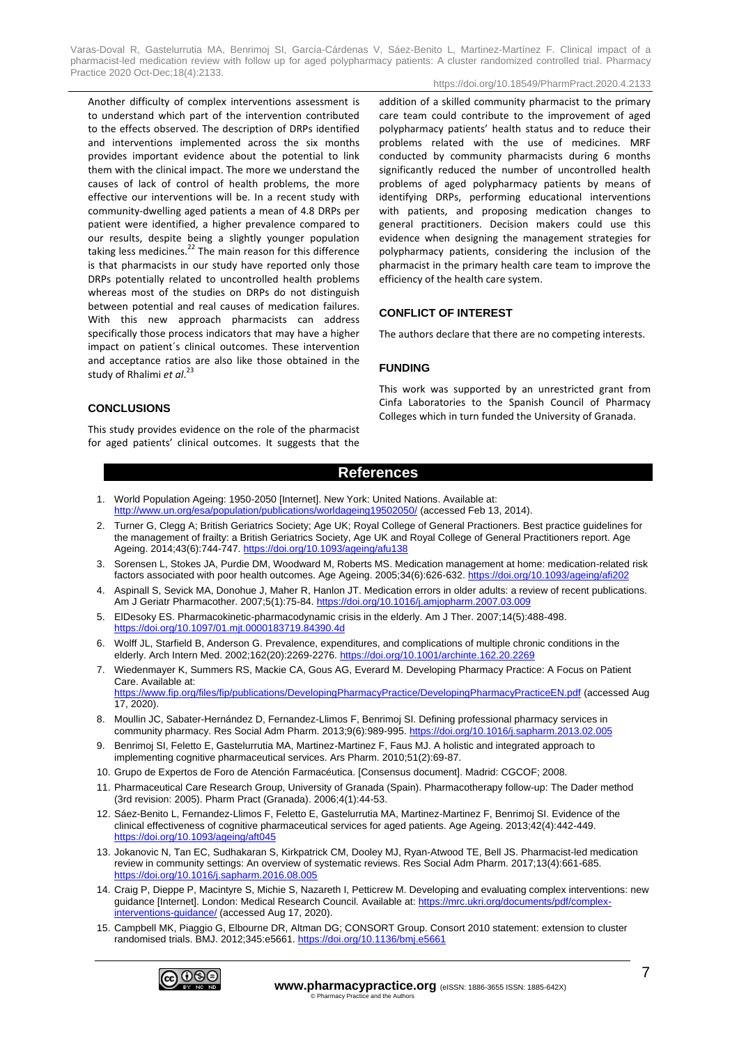Another difficulty of complex interventions assessment is to understand which part of the intervention contributed to the effects observed. The description of DRPs identified and interventions implemented across the six months provides important evidence about the potential to link them with the clinical impact. The more we understand the causes of lack of control of health problems, the more effective our interventions will be. In a recent study with community-dwelling aged patients a mean of 4.8 DRPs per patient were identified, a higher prevalence compared to our results, despite being a slightly younger population taking less medicines.[22] The main reason for this difference is that pharmacists in our study have reported only those DRPs potentially related to uncontrolled health problems whereas most of the studies on DRPs do not distinguish between potential and real causes of medication failures. With this new approach pharmacists can address specifically those process indicators that may have a higher impact on patient´s clinical outcomes. These intervention and acceptance ratios are also like those obtained in the study of Rhalimi *et al.*[23]

## CONCLUSIONS

This study provides evidence on the role of the pharmacist for aged patients' clinical outcomes. It suggests that the addition of a skilled community pharmacist to the primary care team could contribute to the improvement of aged polypharmacy patients' health status and to reduce their problems related with the use of medicines. MRF conducted by community pharmacists during 6 months significantly reduced the number of uncontrolled health problems of aged polypharmacy patients by means of identifying DRPs, performing educational interventions with patients, and proposing medication changes to general practitioners. Decision makers could use this evidence when designing the management strategies for polypharmacy patients, considering the inclusion of the pharmacist in the primary health care team to improve the efficiency of the health care system.

## CONFLICT OF INTEREST

The authors declare that there are no competing interests.

## FUNDING

This work was supported by an unrestricted grant from Cinfa Laboratories to the Spanish Council of Pharmacy Colleges which in turn funded the University of Granada.

## References

1. World Population Ageing: 1950-2050 [Internet]. New York: United Nations. Available at: http://www.un.org/esa/population/publications/worldageing19502050/ (accessed Feb 13, 2014).
2. Turner G, Clegg A; British Geriatrics Society; Age UK; Royal College of General Practioners. Best practice guidelines for the management of frailty: a British Geriatrics Society, Age UK and Royal College of General Practitioners report. Age Ageing. 2014;43(6):744-747. https://doi.org/10.1093/ageing/afu138
3. Sorensen L, Stokes JA, Purdie DM, Woodward M, Roberts MS. Medication management at home: medication-related risk factors associated with poor health outcomes. Age Ageing. 2005;34(6):626-632. https://doi.org/10.1093/ageing/afi202
4. Aspinall S, Sevick MA, Donohue J, Maher R, Hanlon JT. Medication errors in older adults: a review of recent publications. Am J Geriatr Pharmacother. 2007;5(1):75-84. https://doi.org/10.1016/j.amjopharm.2007.03.009
5. ElDesoky ES. Pharmacokinetic-pharmacodynamic crisis in the elderly. Am J Ther. 2007;14(5):488-498. https://doi.org/10.1097/01.mjt.0000183719.84390.4d
6. Wolff JL, Starfield B, Anderson G. Prevalence, expenditures, and complications of multiple chronic conditions in the elderly. Arch Intern Med. 2002;162(20):2269-2276. https://doi.org/10.1001/archinte.162.20.2269
7. Wiedenmayer K, Summers RS, Mackie CA, Gous AG, Everard M. Developing Pharmacy Practice: A Focus on Patient Care. Available at: https://www.fip.org/files/fip/publications/DevelopingPharmacyPractice/DevelopingPharmacyPracticeEN.pdf (accessed Aug 17, 2020).
8. Moullin JC, Sabater-Hernández D, Fernandez-Llimos F, Benrimoj SI. Defining professional pharmacy services in community pharmacy. Res Social Adm Pharm. 2013;9(6):989-995. https://doi.org/10.1016/j.sapharm.2013.02.005
9. Benrimoj SI, Feletto E, Gastelurrutia MA, Martinez-Martinez F, Faus MJ. A holistic and integrated approach to implementing cognitive pharmaceutical services. Ars Pharm. 2010;51(2):69-87.
10. Grupo de Expertos de Foro de Atención Farmacéutica. [Consensus document]. Madrid: CGCOF; 2008.
11. Pharmaceutical Care Research Group, University of Granada (Spain). Pharmacotherapy follow-up: The Dader method (3rd revision: 2005). Pharm Pract (Granada). 2006;4(1):44-53.
12. Sáez-Benito L, Fernandez-Llimos F, Feletto E, Gastelurrutia MA, Martinez-Martinez F, Benrimoj SI. Evidence of the clinical effectiveness of cognitive pharmaceutical services for aged patients. Age Ageing. 2013;42(4):442-449. https://doi.org/10.1093/ageing/aft045
13. Jokanovic N, Tan EC, Sudhakaran S, Kirkpatrick CM, Dooley MJ, Ryan-Atwood TE, Bell JS. Pharmacist-led medication review in community settings: An overview of systematic reviews. Res Social Adm Pharm. 2017;13(4):661-685. https://doi.org/10.1016/j.sapharm.2016.08.005
14. Craig P, Dieppe P, Macintyre S, Michie S, Nazareth I, Petticrew M. Developing and evaluating complex interventions: new guidance [Internet]. London: Medical Research Council. Available at: https://mrc.ukri.org/documents/pdf/complex-interventions-guidance/ (accessed Aug 17, 2020).
15. Campbell MK, Piaggio G, Elbourne DR, Altman DG; CONSORT Group. Consort 2010 statement: extension to cluster randomised trials. BMJ. 2012;345:e5661. https://doi.org/10.1136/bmj.e5661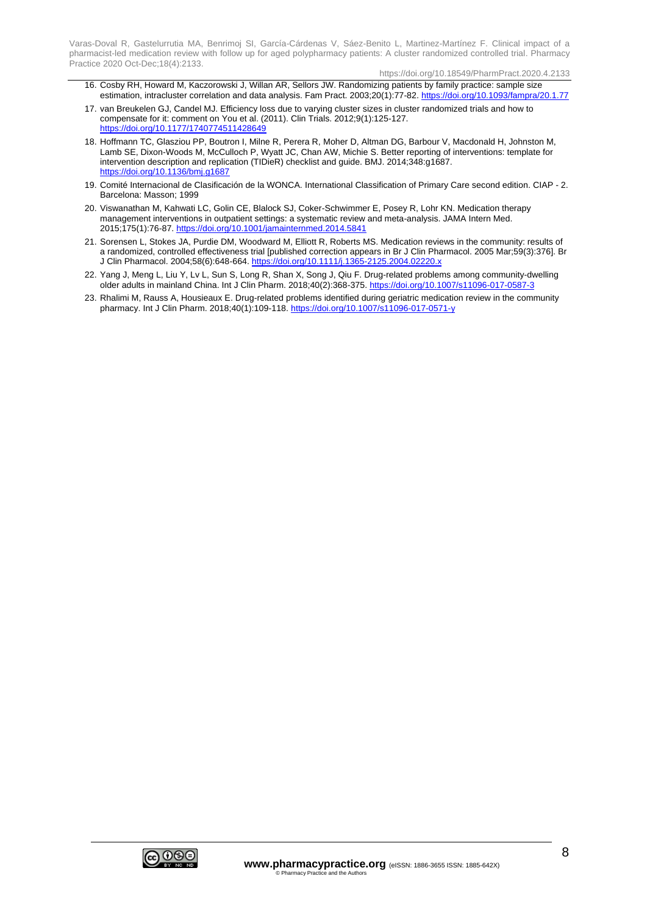16. Cosby RH, Howard M, Kaczorowski J, Willan AR, Sellors JW. Randomizing patients by family practice: sample size estimation, intracluster correlation and data analysis. Fam Pract. 2003;20(1):77-82. https://doi.org/10.1093/fampra/20.1.77
17. van Breukelen GJ, Candel MJ. Efficiency loss due to varying cluster sizes in cluster randomized trials and how to compensate for it: comment on You et al. (2011). Clin Trials. 2012;9(1):125-127. https://doi.org/10.1177/1740774511428649
18. Hoffmann TC, Glasziou PP, Boutron I, Milne R, Perera R, Moher D, Altman DG, Barbour V, Macdonald H, Johnston M, Lamb SE, Dixon-Woods M, McCulloch P, Wyatt JC, Chan AW, Michie S. Better reporting of interventions: template for intervention description and replication (TIDieR) checklist and guide. BMJ. 2014;348:g1687. https://doi.org/10.1136/bmj.g1687
19. Comité Internacional de Clasificación de la WONCA. International Classification of Primary Care second edition. CIAP - 2. Barcelona: Masson; 1999
20. Viswanathan M, Kahwati LC, Golin CE, Blalock SJ, Coker-Schwimmer E, Posey R, Lohr KN. Medication therapy management interventions in outpatient settings: a systematic review and meta-analysis. JAMA Intern Med. 2015;175(1):76-87. https://doi.org/10.1001/jamainternmed.2014.5841
21. Sorensen L, Stokes JA, Purdie DM, Woodward M, Elliott R, Roberts MS. Medication reviews in the community: results of a randomized, controlled effectiveness trial [published correction appears in Br J Clin Pharmacol. 2005 Mar;59(3):376]. Br J Clin Pharmacol. 2004;58(6):648-664. https://doi.org/10.1111/j.1365-2125.2004.02220.x
22. Yang J, Meng L, Liu Y, Lv L, Sun S, Long R, Shan X, Song J, Qiu F. Drug-related problems among community-dwelling older adults in mainland China. Int J Clin Pharm. 2018;40(2):368-375. https://doi.org/10.1007/s11096-017-0587-3
23. Rhalimi M, Rauss A, Housieaux E. Drug-related problems identified during geriatric medication review in the community pharmacy. Int J Clin Pharm. 2018;40(1):109-118. https://doi.org/10.1007/s11096-017-0571-y